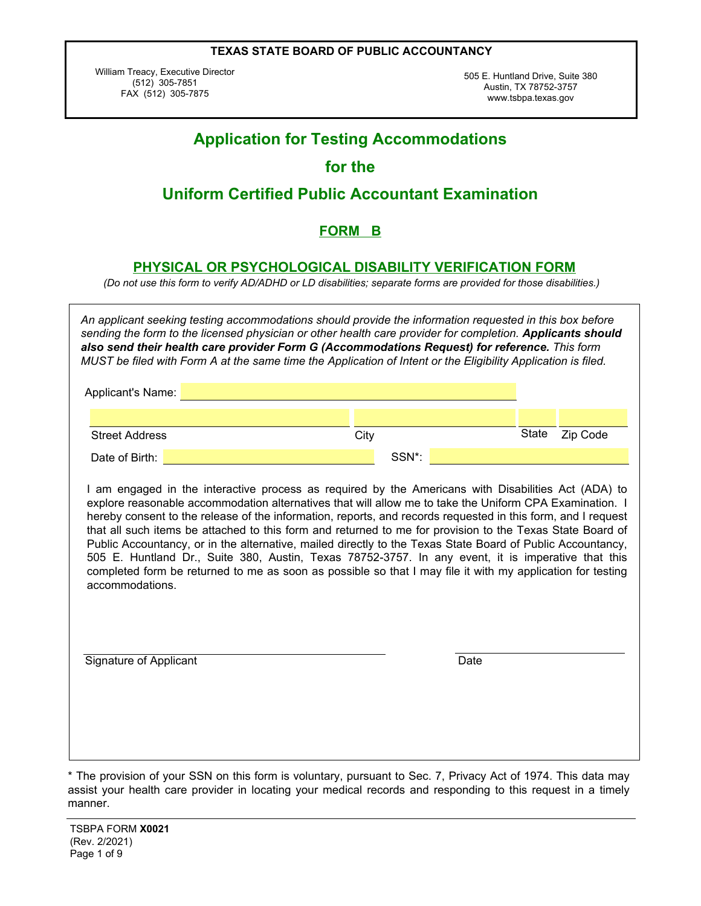**TEXAS STATE BOARD OF PUBLIC ACCOUNTANCY**

William Treacy, Executive Director
(512) 305-7851
FAX (512) 305-7875

505 E. Huntland Drive, Suite 380
Austin, TX 78752-3757
www.tsbpa.texas.gov

# Application for Testing Accommodations for the Uniform Certified Public Accountant Examination

## FORM B

## PHYSICAL OR PSYCHOLOGICAL DISABILITY VERIFICATION FORM

*(Do not use this form to verify AD/ADHD or LD disabilities; separate forms are provided for those disabilities.)*

*An applicant seeking testing accommodations should provide the information requested in this box before sending the form to the licensed physician or other health care provider for completion.* ***Applicants should also send their health care provider Form G (Accommodations Request) for reference.*** *This form MUST be filed with Form A at the same time the Application of Intent or the Eligibility Application is filed.*

Applicant's Name: ______________________________

______________________________ | ______________ | ______ | ________
Street Address | City | State | Zip Code

Date of Birth: ______________________ SSN*: ______________________

I am engaged in the interactive process as required by the Americans with Disabilities Act (ADA) to explore reasonable accommodation alternatives that will allow me to take the Uniform CPA Examination. I hereby consent to the release of the information, reports, and records requested in this form, and I request that all such items be attached to this form and returned to me for provision to the Texas State Board of Public Accountancy, or in the alternative, mailed directly to the Texas State Board of Public Accountancy, 505 E. Huntland Dr., Suite 380, Austin, Texas 78752-3757. In any event, it is imperative that this completed form be returned to me as soon as possible so that I may file it with my application for testing accommodations.

______________________________ ______________________
Signature of Applicant Date

* The provision of your SSN on this form is voluntary, pursuant to Sec. 7, Privacy Act of 1974. This data may assist your health care provider in locating your medical records and responding to this request in a timely manner.

TSBPA FORM **X0021**
(Rev. 2/2021)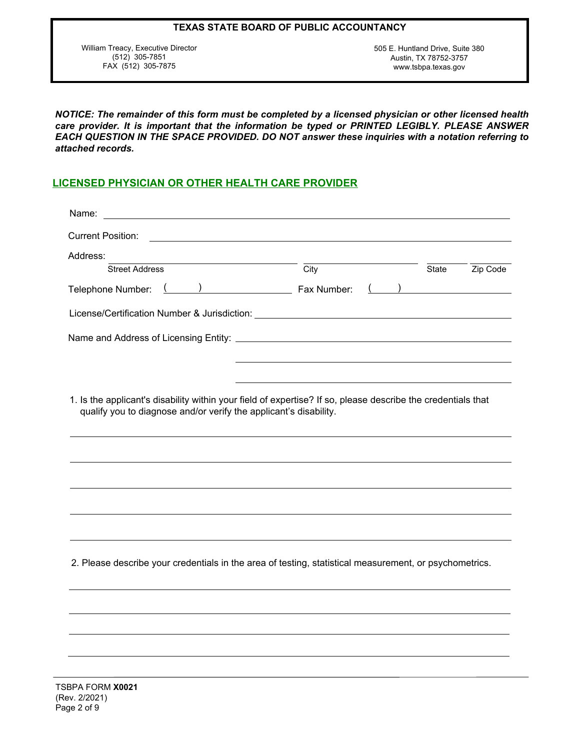**TEXAS STATE BOARD OF PUBLIC ACCOUNTANCY**

William Treacy, Executive Director
(512) 305-7851
FAX (512) 305-7875

505 E. Huntland Drive, Suite 380
Austin, TX 78752-3757
www.tsbpa.texas.gov

***NOTICE: The remainder of this form must be completed by a licensed physician or other licensed health care provider. It is important that the information be typed or PRINTED LEGIBLY. PLEASE ANSWER EACH QUESTION IN THE SPACE PROVIDED. DO NOT answer these inquiries with a notation referring to attached records.***

## LICENSED PHYSICIAN OR OTHER HEALTH CARE PROVIDER

Name: ____________________________________________

Current Position: ____________________________________________

Address: ______________________ ______________ ______ ______
Street Address City State Zip Code

Telephone Number: ( ) ______________ Fax Number: ( ) ______________

License/Certification Number & Jurisdiction: ____________________________________________

Name and Address of Licensing Entity: ____________________________________________

____________________________________________

____________________________________________

1. Is the applicant's disability within your field of expertise? If so, please describe the credentials that qualify you to diagnose and/or verify the applicant's disability.

____________________________________________

____________________________________________

____________________________________________

____________________________________________

____________________________________________

2. Please describe your credentials in the area of testing, statistical measurement, or psychometrics.

____________________________________________

____________________________________________

____________________________________________

____________________________________________

TSBPA FORM **X0021**
(Rev. 2/2021)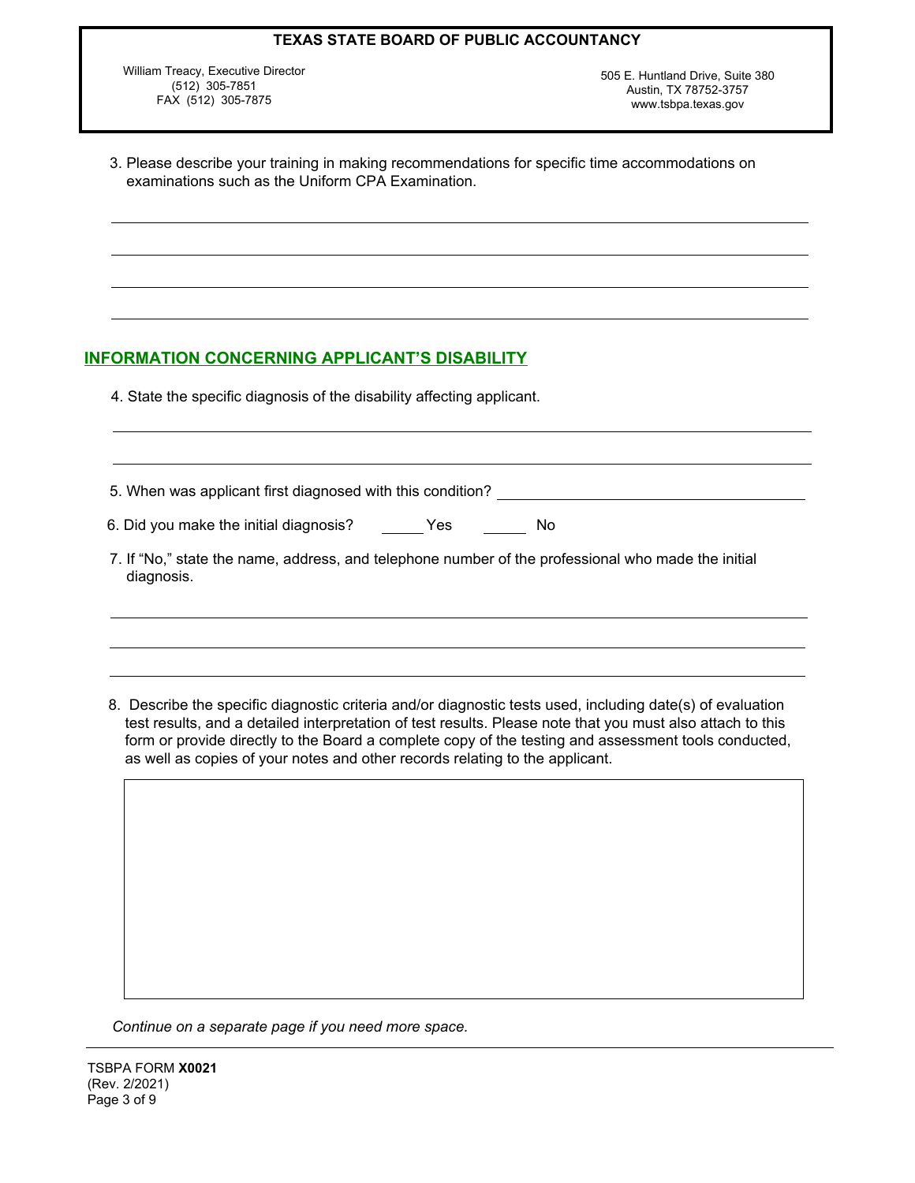3. Please describe your training in making recommendations for specific time accommodations on examinations such as the Uniform CPA Examination.

______________________________________________________________________________

______________________________________________________________________________

______________________________________________________________________________

______________________________________________________________________________

## INFORMATION CONCERNING APPLICANT'S DISABILITY

4. State the specific diagnosis of the disability affecting applicant.

______________________________________________________________________________

______________________________________________________________________________

5. When was applicant first diagnosed with this condition? ______________________________

6. Did you make the initial diagnosis? _____ Yes _____ No

7. If "No," state the name, address, and telephone number of the professional who made the initial diagnosis.

______________________________________________________________________________

______________________________________________________________________________

______________________________________________________________________________

8. Describe the specific diagnostic criteria and/or diagnostic tests used, including date(s) of evaluation test results, and a detailed interpretation of test results. Please note that you must also attach to this form or provide directly to the Board a complete copy of the testing and assessment tools conducted, as well as copies of your notes and other records relating to the applicant.

| |
|---|
| |

*Continue on a separate page if you need more space.*

TSBPA FORM **X0021**
(Rev. 2/2021)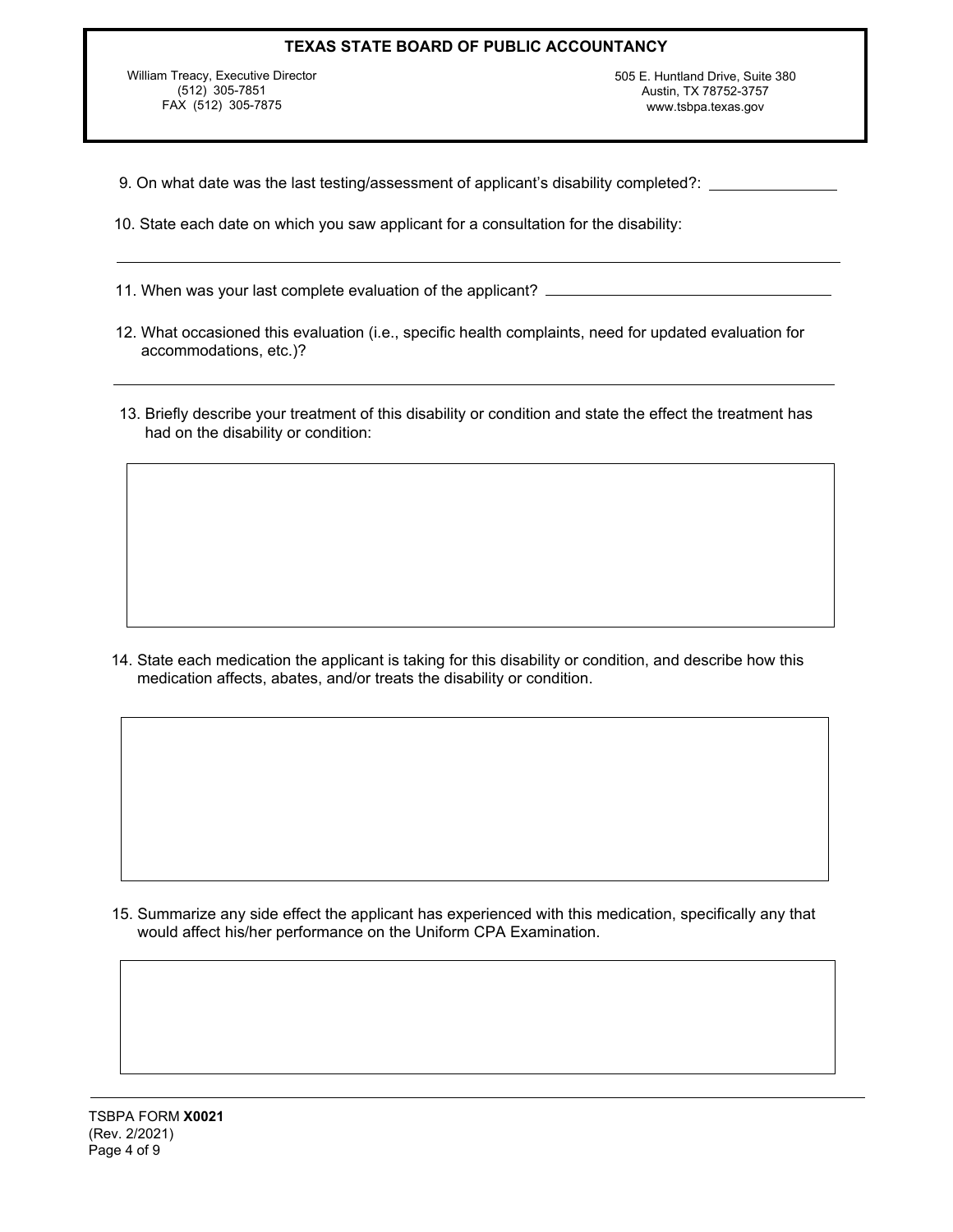9. On what date was the last testing/assessment of applicant's disability completed?: ______________

10. State each date on which you saw applicant for a consultation for the disability:

_______________________________________________________________________________

11. When was your last complete evaluation of the applicant? ______________________________

12. What occasioned this evaluation (i.e., specific health complaints, need for updated evaluation for accommodations, etc.)?

_______________________________________________________________________________

13. Briefly describe your treatment of this disability or condition and state the effect the treatment has had on the disability or condition:

14. State each medication the applicant is taking for this disability or condition, and describe how this medication affects, abates, and/or treats the disability or condition.

15. Summarize any side effect the applicant has experienced with this medication, specifically any that would affect his/her performance on the Uniform CPA Examination.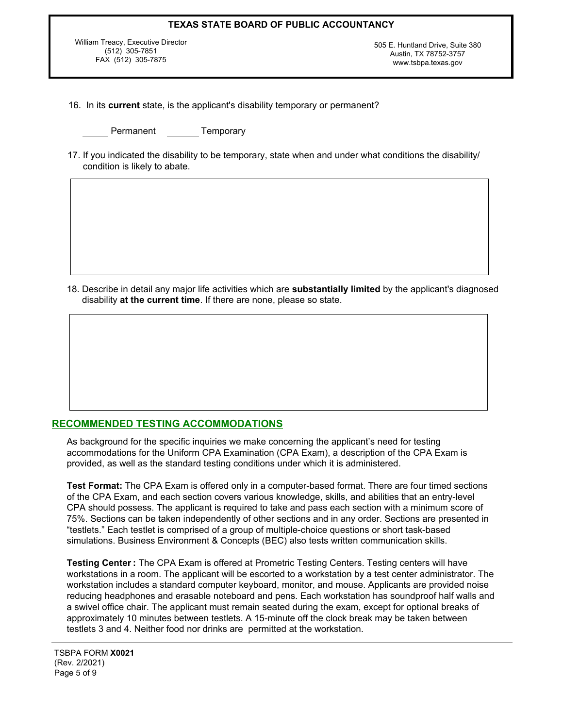16. In its **current** state, is the applicant's disability temporary or permanent?

_____ Permanent _______ Temporary

17. If you indicated the disability to be temporary, state when and under what conditions the disability/ condition is likely to abate.

18. Describe in detail any major life activities which are **substantially limited** by the applicant's diagnosed disability **at the current time**. If there are none, please so state.

## RECOMMENDED TESTING ACCOMMODATIONS

As background for the specific inquiries we make concerning the applicant's need for testing accommodations for the Uniform CPA Examination (CPA Exam), a description of the CPA Exam is provided, as well as the standard testing conditions under which it is administered.

**Test Format:** The CPA Exam is offered only in a computer-based format. There are four timed sections of the CPA Exam, and each section covers various knowledge, skills, and abilities that an entry-level CPA should possess. The applicant is required to take and pass each section with a minimum score of 75%. Sections can be taken independently of other sections and in any order. Sections are presented in "testlets." Each testlet is comprised of a group of multiple-choice questions or short task-based simulations. Business Environment & Concepts (BEC) also tests written communication skills.

**Testing Center :** The CPA Exam is offered at Prometric Testing Centers. Testing centers will have workstations in a room. The applicant will be escorted to a workstation by a test center administrator. The workstation includes a standard computer keyboard, monitor, and mouse. Applicants are provided noise reducing headphones and erasable noteboard and pens. Each workstation has soundproof half walls and a swivel office chair. The applicant must remain seated during the exam, except for optional breaks of approximately 10 minutes between testlets. A 15-minute off the clock break may be taken between testlets 3 and 4. Neither food nor drinks are permitted at the workstation.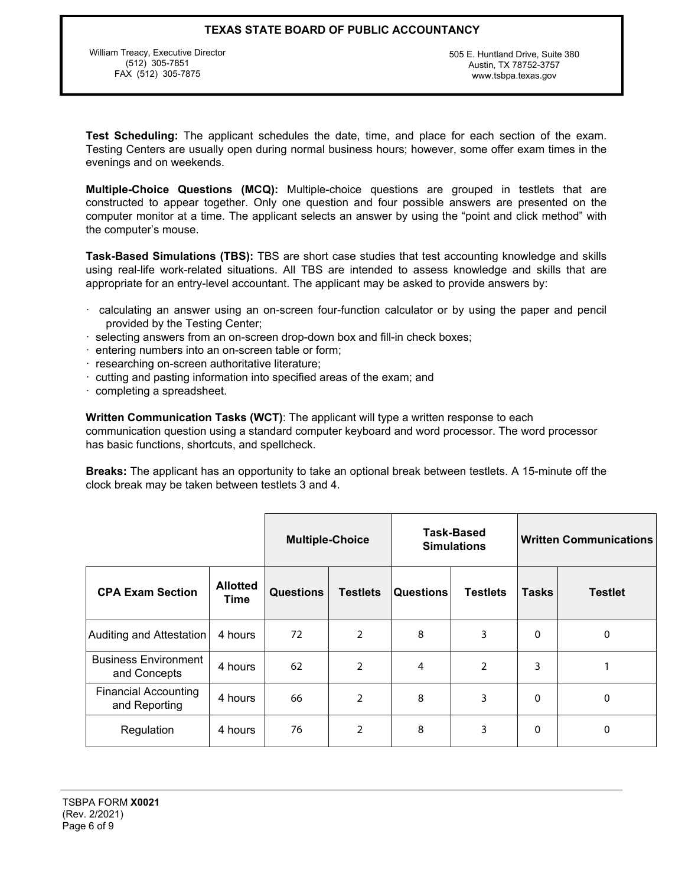**Test Scheduling:** The applicant schedules the date, time, and place for each section of the exam. Testing Centers are usually open during normal business hours; however, some offer exam times in the evenings and on weekends.

**Multiple-Choice Questions (MCQ):** Multiple-choice questions are grouped in testlets that are constructed to appear together. Only one question and four possible answers are presented on the computer monitor at a time. The applicant selects an answer by using the "point and click method" with the computer's mouse.

**Task-Based Simulations (TBS):** TBS are short case studies that test accounting knowledge and skills using real-life work-related situations. All TBS are intended to assess knowledge and skills that are appropriate for an entry-level accountant. The applicant may be asked to provide answers by:

- calculating an answer using an on-screen four-function calculator or by using the paper and pencil provided by the Testing Center;
- selecting answers from an on-screen drop-down box and fill-in check boxes;
- entering numbers into an on-screen table or form;
- researching on-screen authoritative literature;
- cutting and pasting information into specified areas of the exam; and
- completing a spreadsheet.

**Written Communication Tasks (WCT)**: The applicant will type a written response to each communication question using a standard computer keyboard and word processor. The word processor has basic functions, shortcuts, and spellcheck.

**Breaks:** The applicant has an opportunity to take an optional break between testlets. A 15-minute off the clock break may be taken between testlets 3 and 4.

| | | Multiple-Choice | | Task-Based Simulations | | Written Communications | |
|---|---|---|---|---|---|---|---|
| **CPA Exam Section** | **Allotted Time** | **Questions** | **Testlets** | **Questions** | **Testlets** | **Tasks** | **Testlet** |
| Auditing and Attestation | 4 hours | 72 | 2 | 8 | 3 | 0 | 0 |
| Business Environment and Concepts | 4 hours | 62 | 2 | 4 | 2 | 3 | 1 |
| Financial Accounting and Reporting | 4 hours | 66 | 2 | 8 | 3 | 0 | 0 |
| Regulation | 4 hours | 76 | 2 | 8 | 3 | 0 | 0 |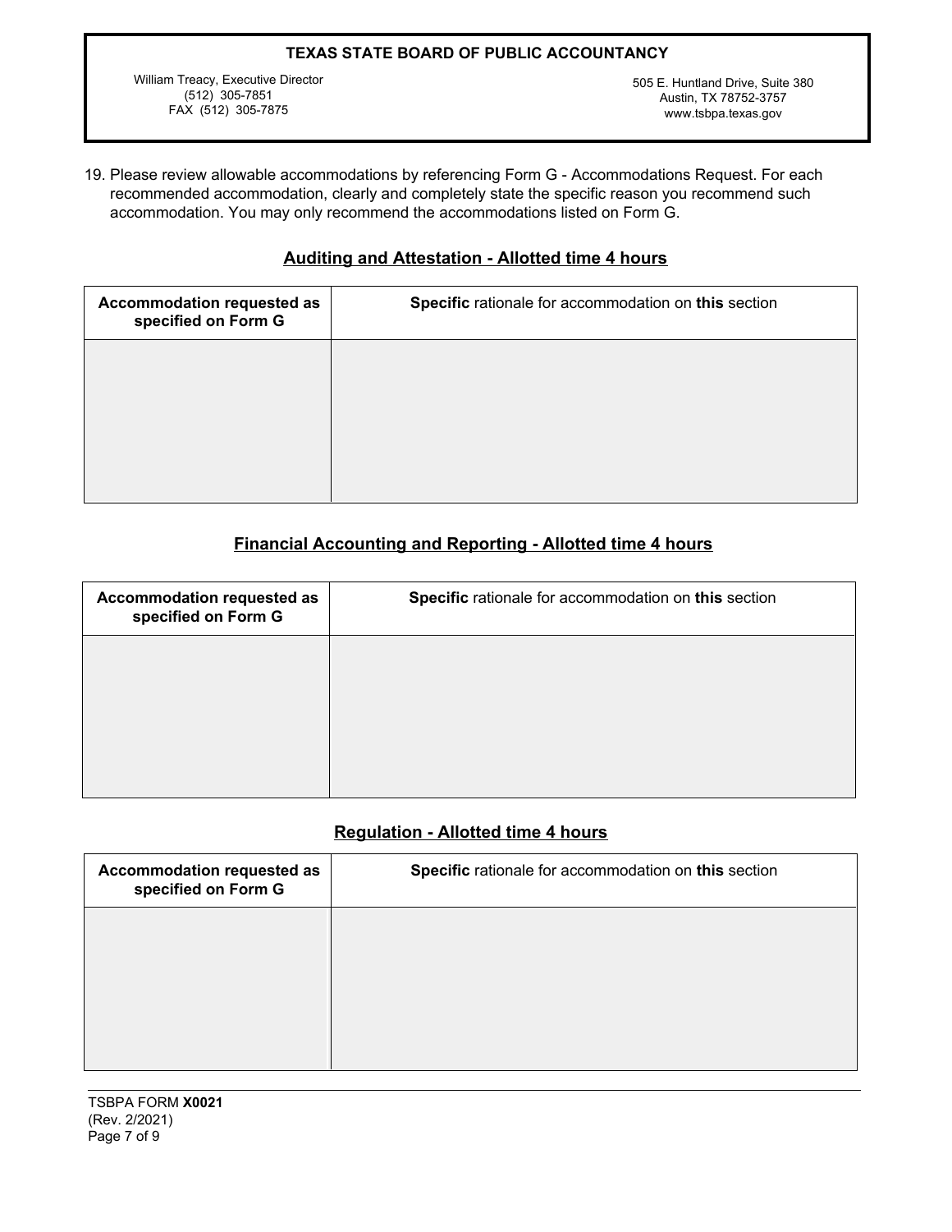**TEXAS STATE BOARD OF PUBLIC ACCOUNTANCY**

William Treacy, Executive Director
(512) 305-7851
FAX (512) 305-7875

505 E. Huntland Drive, Suite 380
Austin, TX 78752-3757
www.tsbpa.texas.gov

19. Please review allowable accommodations by referencing Form G - Accommodations Request. For each recommended accommodation, clearly and completely state the specific reason you recommend such accommodation. You may only recommend the accommodations listed on Form G.

## Auditing and Attestation - Allotted time 4 hours

| Accommodation requested as specified on Form G | **Specific** rationale for accommodation on **this** section |
|---|---|
| | |

## Financial Accounting and Reporting - Allotted time 4 hours

| Accommodation requested as specified on Form G | **Specific** rationale for accommodation on **this** section |
|---|---|
| | |

## Regulation - Allotted time 4 hours

| Accommodation requested as specified on Form G | **Specific** rationale for accommodation on **this** section |
|---|---|
| | |

TSBPA FORM **X0021**
(Rev. 2/2021)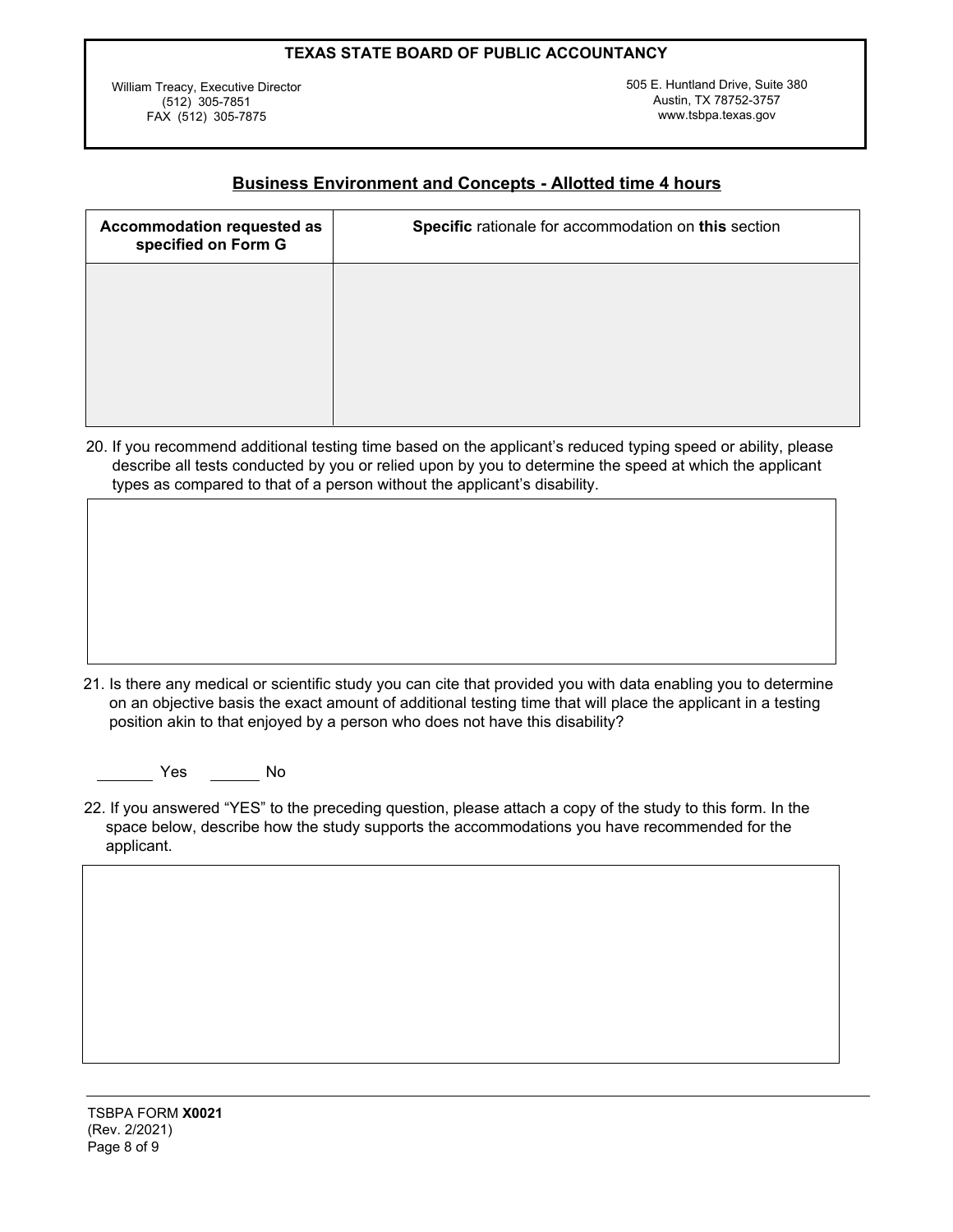**TEXAS STATE BOARD OF PUBLIC ACCOUNTANCY**

William Treacy, Executive Director
(512) 305-7851
FAX (512) 305-7875

505 E. Huntland Drive, Suite 380
Austin, TX 78752-3757
www.tsbpa.texas.gov

## Business Environment and Concepts - Allotted time 4 hours

| Accommodation requested as specified on Form G | **Specific** rationale for accommodation on **this** section |
|---|---|
| | |

20. If you recommend additional testing time based on the applicant's reduced typing speed or ability, please describe all tests conducted by you or relied upon by you to determine the speed at which the applicant types as compared to that of a person without the applicant's disability.

21. Is there any medical or scientific study you can cite that provided you with data enabling you to determine on an objective basis the exact amount of additional testing time that will place the applicant in a testing position akin to that enjoyed by a person who does not have this disability?

_______ Yes  ______ No

22. If you answered "YES" to the preceding question, please attach a copy of the study to this form. In the space below, describe how the study supports the accommodations you have recommended for the applicant.

TSBPA FORM **X0021**
(Rev. 2/2021)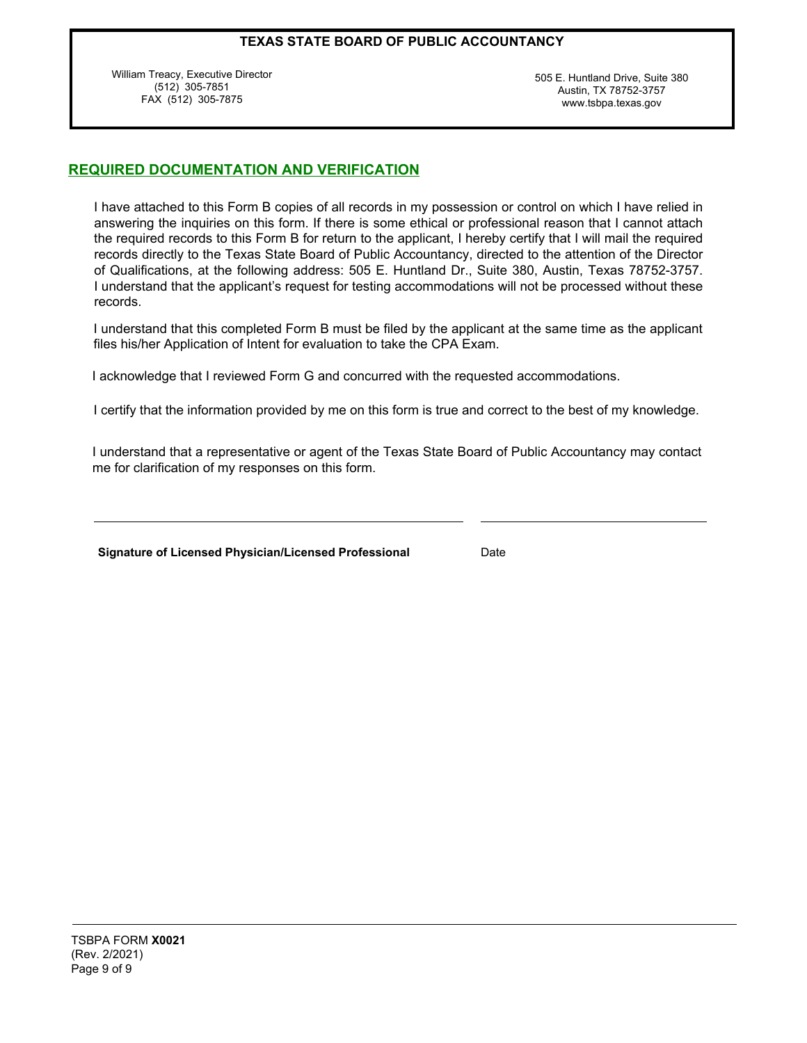**TEXAS STATE BOARD OF PUBLIC ACCOUNTANCY**

William Treacy, Executive Director
(512) 305-7851
FAX (512) 305-7875

505 E. Huntland Drive, Suite 380
Austin, TX 78752-3757
www.tsbpa.texas.gov

## REQUIRED DOCUMENTATION AND VERIFICATION

I have attached to this Form B copies of all records in my possession or control on which I have relied in answering the inquiries on this form. If there is some ethical or professional reason that I cannot attach the required records to this Form B for return to the applicant, I hereby certify that I will mail the required records directly to the Texas State Board of Public Accountancy, directed to the attention of the Director of Qualifications, at the following address: 505 E. Huntland Dr., Suite 380, Austin, Texas 78752-3757. I understand that the applicant's request for testing accommodations will not be processed without these records.

I understand that this completed Form B must be filed by the applicant at the same time as the applicant files his/her Application of Intent for evaluation to take the CPA Exam.

I acknowledge that I reviewed Form G and concurred with the requested accommodations.

I certify that the information provided by me on this form is true and correct to the best of my knowledge.

I understand that a representative or agent of the Texas State Board of Public Accountancy may contact me for clarification of my responses on this form.

\_\_\_\_\_\_\_\_\_\_\_\_\_\_\_\_\_\_\_\_\_\_\_\_\_\_\_\_\_\_\_\_\_\_\_\_\_\_\_\_ \_\_\_\_\_\_\_\_\_\_\_\_\_\_\_\_\_\_\_\_\_\_\_\_

**Signature of Licensed Physician/Licensed Professional** Date

TSBPA FORM **X0021**
(Rev. 2/2021)